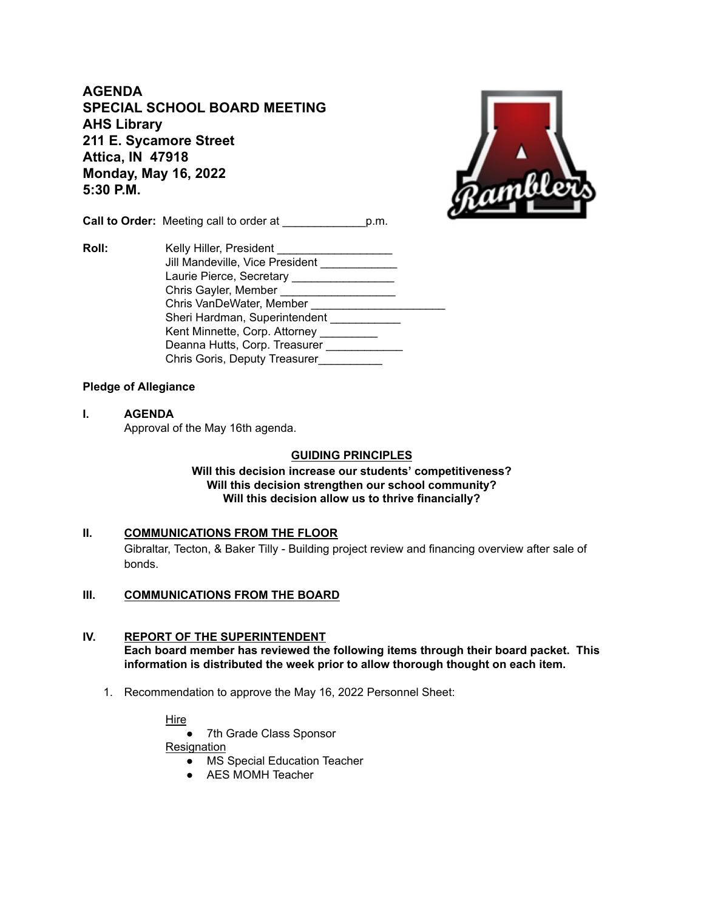# AGENDA
# SPECIAL SCHOOL BOARD MEETING
# AHS Library
# 211 E. Sycamore Street
# Attica, IN 47918
# Monday, May 16, 2022
# 5:30 P.M.

**Call to Order:** Meeting call to order at _____________p.m.

**Roll:**
Kelly Hiller, President __________________
Jill Mandeville, Vice President ____________
Laurie Pierce, Secretary ________________
Chris Gayler, Member __________________
Chris VanDeWater, Member _____________________
Sheri Hardman, Superintendent ___________
Kent Minnette, Corp. Attorney _________
Deanna Hutts, Corp. Treasurer ____________
Chris Goris, Deputy Treasurer__________

**Pledge of Allegiance**

**I. AGENDA**

Approval of the May 16th agenda.

**GUIDING PRINCIPLES**

**Will this decision increase our students' competitiveness?**
**Will this decision strengthen our school community?**
**Will this decision allow us to thrive financially?**

**II. COMMUNICATIONS FROM THE FLOOR**

Gibraltar, Tecton, & Baker Tilly - Building project review and financing overview after sale of bonds.

**III. COMMUNICATIONS FROM THE BOARD**

**IV. REPORT OF THE SUPERINTENDENT**

**Each board member has reviewed the following items through their board packet. This information is distributed the week prior to allow thorough thought on each item.**

1. Recommendation to approve the May 16, 2022 Personnel Sheet:

   Hire
   - 7th Grade Class Sponsor

   Resignation
   - MS Special Education Teacher
   - AES MOMH Teacher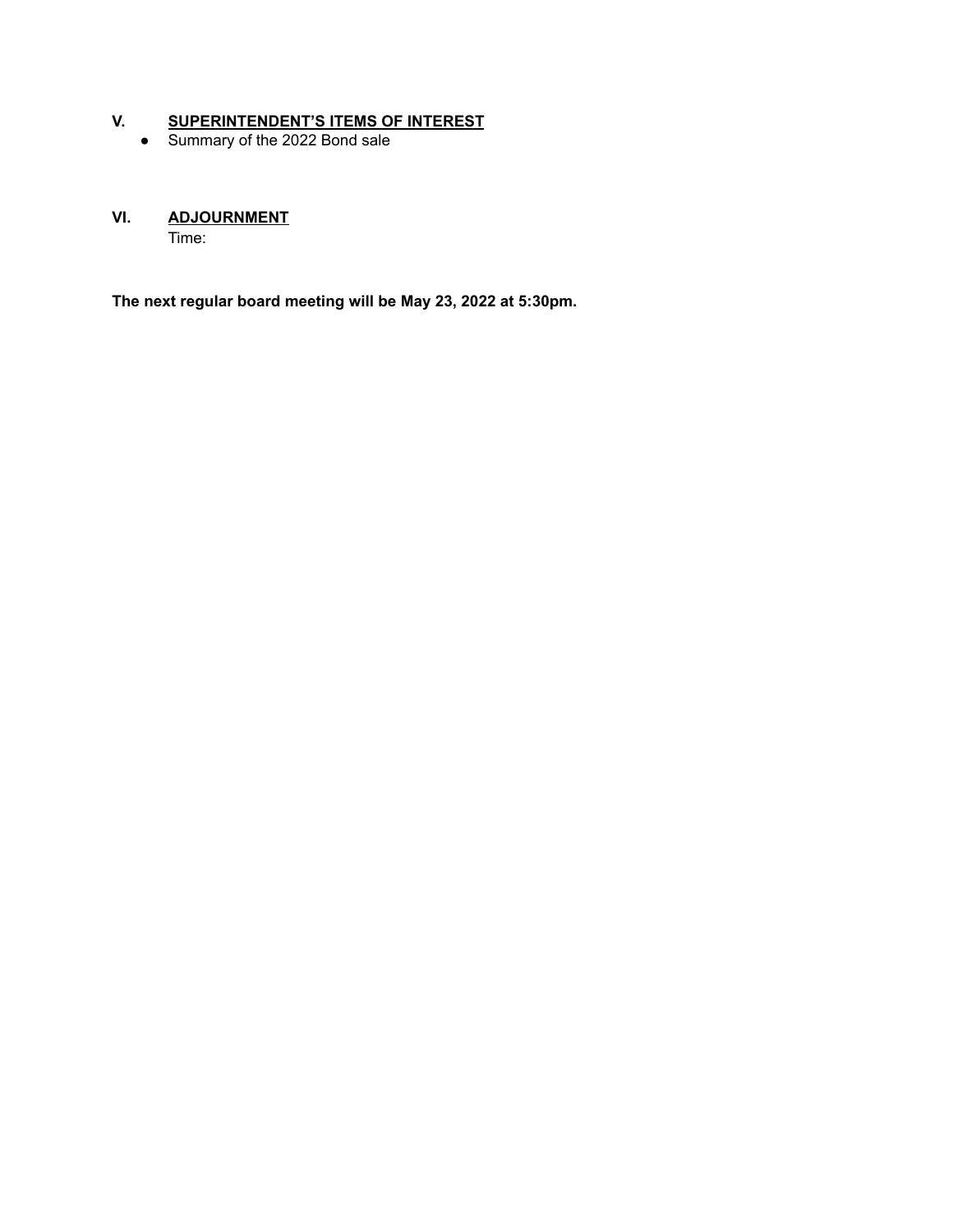## V. <u>SUPERINTENDENT'S ITEMS OF INTEREST</u>

- Summary of the 2022 Bond sale

## VI. <u>ADJOURNMENT</u>

Time:

**The next regular board meeting will be May 23, 2022 at 5:30pm.**